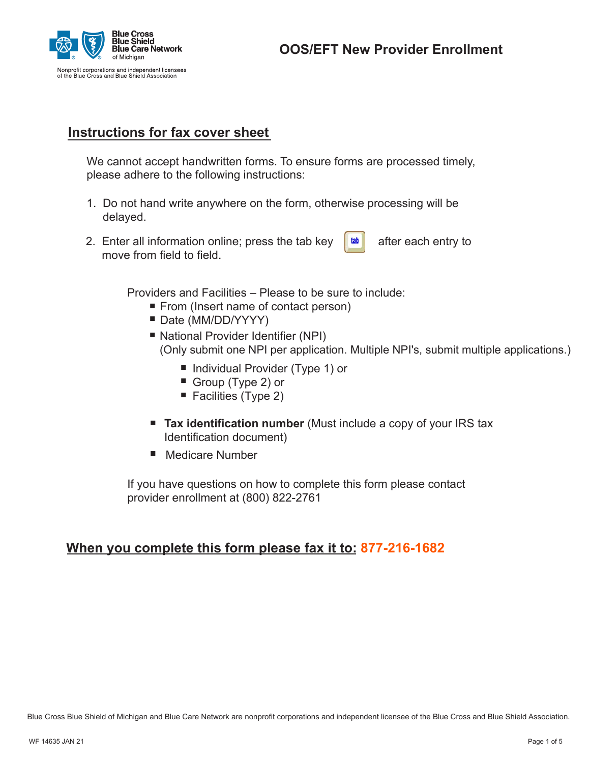Blue Cross Blue Shield Blue Care Network of Michigan

Nonprofit corporations and independent licensees of the Blue Cross and Blue Shield Association

# OOS/EFT New Provider Enrollment

## Instructions for fax cover sheet

We cannot accept handwritten forms. To ensure forms are processed timely, please adhere to the following instructions:

1. Do not hand write anywhere on the form, otherwise processing will be delayed.
2. Enter all information online; press the tab key (tab) after each entry to move from field to field.

Providers and Facilities – Please to be sure to include:

- From (Insert name of contact person)
- Date (MM/DD/YYYY)
- National Provider Identifier (NPI)
  (Only submit one NPI per application. Multiple NPI's, submit multiple applications.)
  - Individual Provider (Type 1) or
  - Group (Type 2) or
  - Facilities (Type 2)
- **Tax identification number** (Must include a copy of your IRS tax Identification document)
- Medicare Number

If you have questions on how to complete this form please contact provider enrollment at (800) 822-2761

## When you complete this form please fax it to: 877-216-1682

Blue Cross Blue Shield of Michigan and Blue Care Network are nonprofit corporations and independent licensee of the Blue Cross and Blue Shield Association.

WF 14635 JAN 21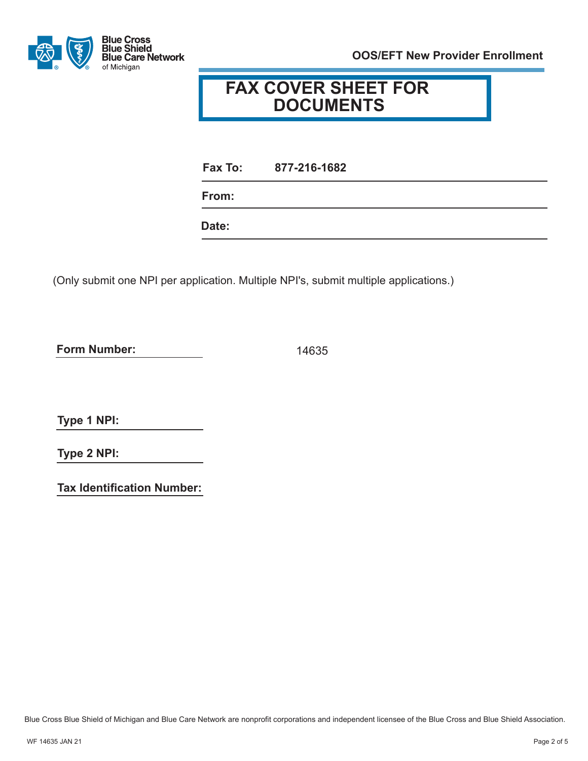Blue Cross Blue Shield Blue Care Network of Michigan

**OOS/EFT New Provider Enrollment**

# FAX COVER SHEET FOR DOCUMENTS

**Fax To:** 877-216-1682

**From:**

**Date:**

(Only submit one NPI per application. Multiple NPI's, submit multiple applications.)

**Form Number:** 14635

**Type 1 NPI:**

**Type 2 NPI:**

**Tax Identification Number:**

Blue Cross Blue Shield of Michigan and Blue Care Network are nonprofit corporations and independent licensee of the Blue Cross and Blue Shield Association.

WF 14635 JAN 21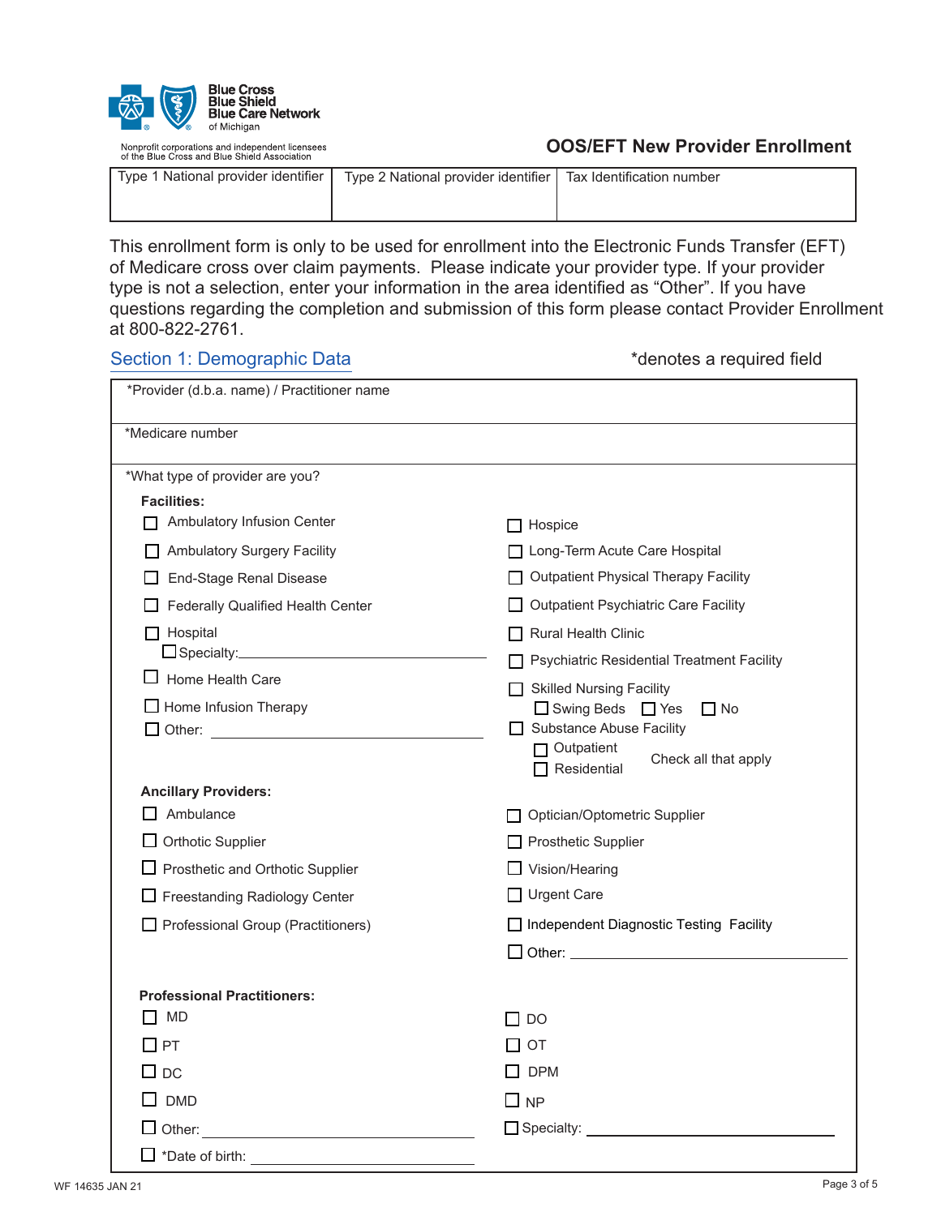Blue Cross Blue Shield Blue Care Network of Michigan

Nonprofit corporations and independent licensees of the Blue Cross and Blue Shield Association

## OOS/EFT New Provider Enrollment

| Type 1 National provider identifier | Type 2 National provider identifier | Tax Identification number |
|---|---|---|
| | | |

This enrollment form is only to be used for enrollment into the Electronic Funds Transfer (EFT) of Medicare cross over claim payments. Please indicate your provider type. If your provider type is not a selection, enter your information in the area identified as "Other". If you have questions regarding the completion and submission of this form please contact Provider Enrollment at 800-822-2761.

## Section 1: Demographic Data

*denotes a required field

*Provider (d.b.a. name) / Practitioner name

*Medicare number

*What type of provider are you?

**Facilities:**

- ☐ Ambulatory Infusion Center
- ☐ Ambulatory Surgery Facility
- ☐ End-Stage Renal Disease
- ☐ Federally Qualified Health Center
- ☐ Hospital
  - ☐ Specialty: ____________________
- ☐ Home Health Care
- ☐ Home Infusion Therapy
- ☐ Other: ____________________
- ☐ Hospice
- ☐ Long-Term Acute Care Hospital
- ☐ Outpatient Physical Therapy Facility
- ☐ Outpatient Psychiatric Care Facility
- ☐ Rural Health Clinic
- ☐ Psychiatric Residential Treatment Facility
- ☐ Skilled Nursing Facility
  - ☐ Swing Beds ☐ Yes ☐ No
- ☐ Substance Abuse Facility
  - ☐ Outpatient
  - ☐ Residential

  Check all that apply

**Ancillary Providers:**

- ☐ Ambulance
- ☐ Orthotic Supplier
- ☐ Prosthetic and Orthotic Supplier
- ☐ Freestanding Radiology Center
- ☐ Professional Group (Practitioners)
- ☐ Optician/Optometric Supplier
- ☐ Prosthetic Supplier
- ☐ Vision/Hearing
- ☐ Urgent Care
- ☐ Independent Diagnostic Testing Facility
- ☐ Other: ____________________

**Professional Practitioners:**

- ☐ MD
- ☐ PT
- ☐ DC
- ☐ DMD
- ☐ Other: ____________________
- ☐ *Date of birth: ____________________
- ☐ DO
- ☐ OT
- ☐ DPM
- ☐ NP
- ☐ Specialty: ____________________

WF 14635 JAN 21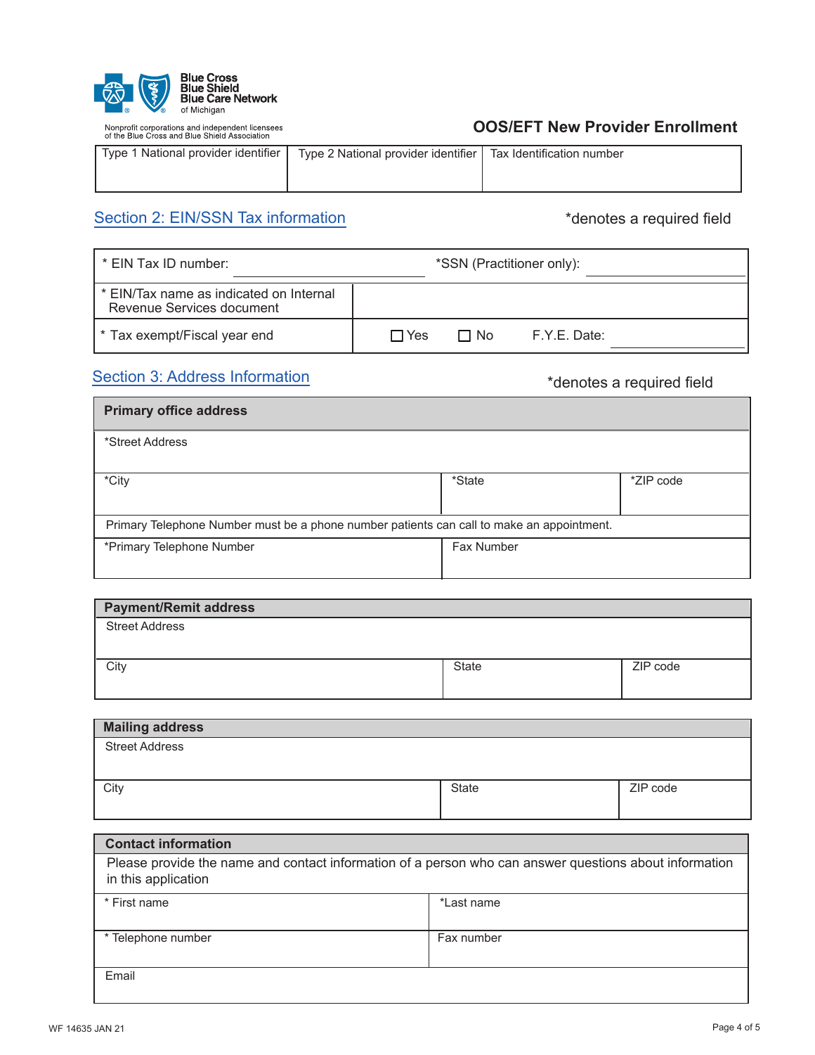Blue Cross Blue Shield Blue Care Network of Michigan

Nonprofit corporations and independent licensees of the Blue Cross and Blue Shield Association

# OOS/EFT New Provider Enrollment

| Type 1 National provider identifier | Type 2 National provider identifier | Tax Identification number |
| --- | --- | --- |
| | | |

## Section 2: EIN/SSN Tax information

*denotes a required field

| * EIN Tax ID number: ____________ | *SSN (Practitioner only): ____________ |
| --- | --- |
| * EIN/Tax name as indicated on Internal Revenue Services document | |
| * Tax exempt/Fiscal year end | ☐ Yes ☐ No F.Y.E. Date: ____________ |

## Section 3: Address Information

*denotes a required field

| Primary office address | | |
| --- | --- | --- |
| *Street Address | | |
| *City | *State | *ZIP code |
| Primary Telephone Number must be a phone number patients can call to make an appointment. | | |
| *Primary Telephone Number | Fax Number | |

| Payment/Remit address | | |
| --- | --- | --- |
| Street Address | | |
| City | State | ZIP code |

| Mailing address | | |
| --- | --- | --- |
| Street Address | | |
| City | State | ZIP code |

| Contact information | |
| --- | --- |
| Please provide the name and contact information of a person who can answer questions about information in this application | |
| * First name | *Last name |
| * Telephone number | Fax number |
| Email | |

WF 14635 JAN 21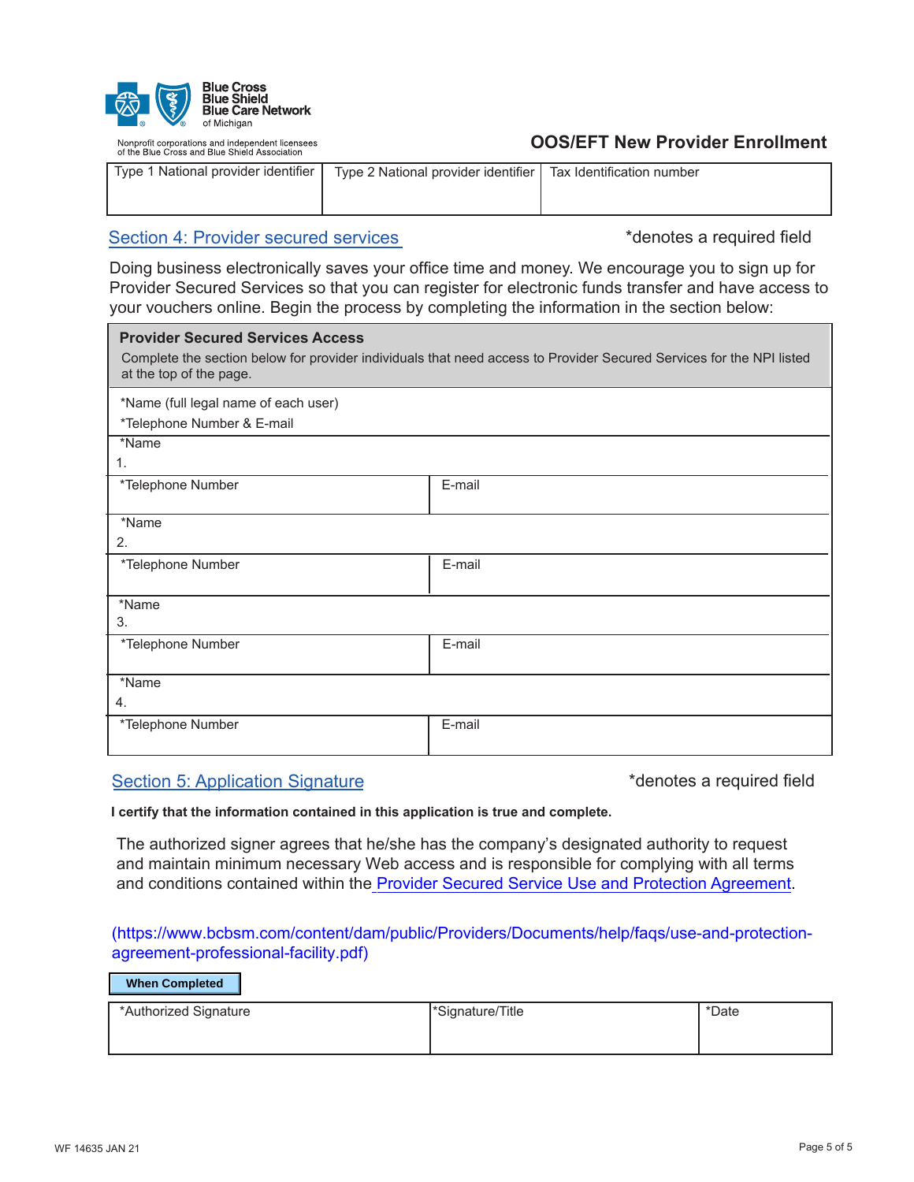Blue Cross Blue Shield Blue Care Network of Michigan

Nonprofit corporations and independent licensees of the Blue Cross and Blue Shield Association

# OOS/EFT New Provider Enrollment

| Type 1 National provider identifier | Type 2 National provider identifier | Tax Identification number |
|---|---|---|
| | | |

## Section 4: Provider secured services

*denotes a required field

Doing business electronically saves your office time and money. We encourage you to sign up for Provider Secured Services so that you can register for electronic funds transfer and have access to your vouchers online. Begin the process by completing the information in the section below:

**Provider Secured Services Access**

Complete the section below for provider individuals that need access to Provider Secured Services for the NPI listed at the top of the page.

*Name (full legal name of each user)

*Telephone Number & E-mail

| | |
|---|---|
| *Name 1. | |
| *Telephone Number | E-mail |
| *Name 2. | |
| *Telephone Number | E-mail |
| *Name 3. | |
| *Telephone Number | E-mail |
| *Name 4. | |
| *Telephone Number | E-mail |

## Section 5: Application Signature

*denotes a required field

**I certify that the information contained in this application is true and complete.**

The authorized signer agrees that he/she has the company's designated authority to request and maintain minimum necessary Web access and is responsible for complying with all terms and conditions contained within the Provider Secured Service Use and Protection Agreement.

(https://www.bcbsm.com/content/dam/public/Providers/Documents/help/faqs/use-and-protection-agreement-professional-facility.pdf)

**When Completed**

| *Authorized Signature | *Signature/Title | *Date |
|---|---|---|
| | | |

WF 14635 JAN 21